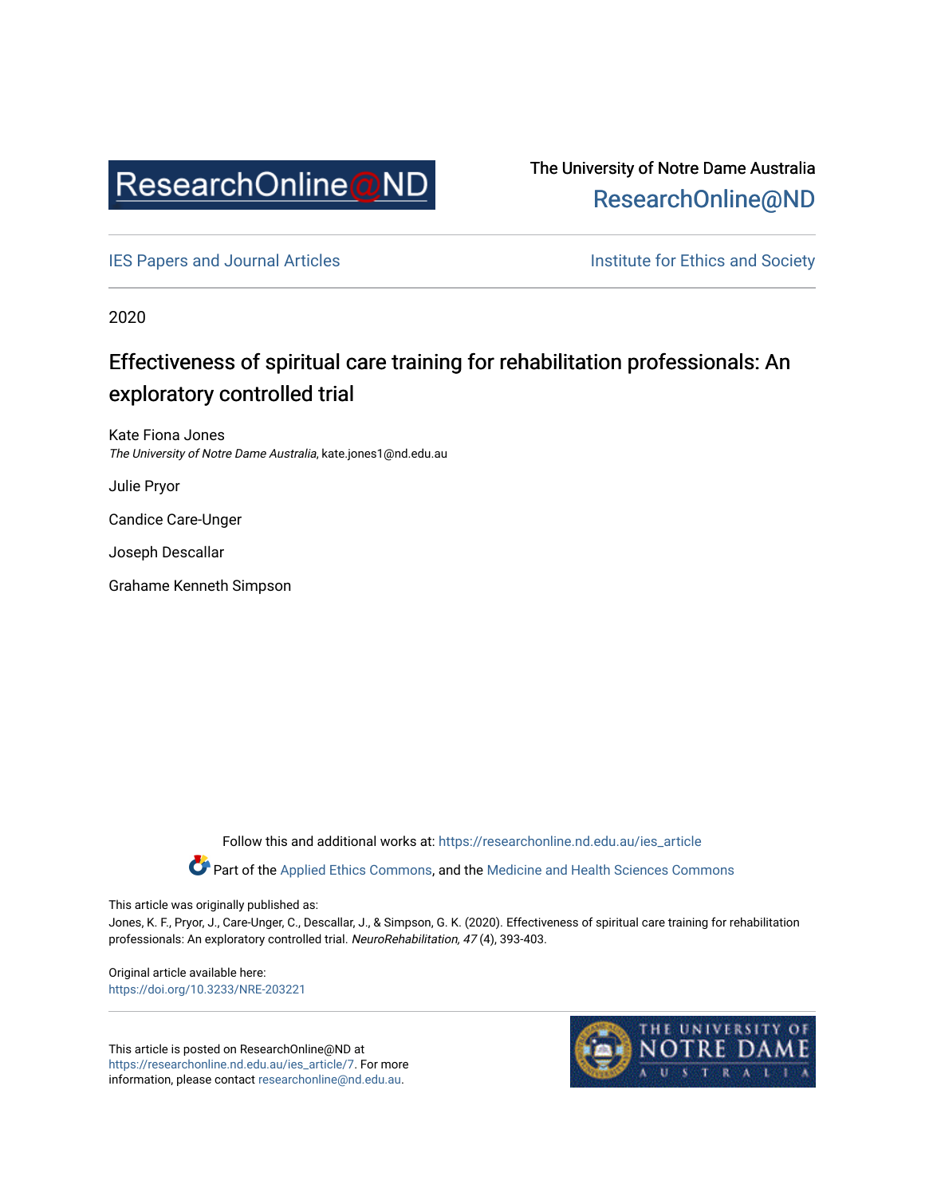ResearchOnline@ND

The University of Notre Dame Australia
ResearchOnline@ND

IES Papers and Journal Articles

Institute for Ethics and Society

2020

# Effectiveness of spiritual care training for rehabilitation professionals: An exploratory controlled trial

Kate Fiona Jones
*The University of Notre Dame Australia*, kate.jones1@nd.edu.au

Julie Pryor

Candice Care-Unger

Joseph Descallar

Grahame Kenneth Simpson

Follow this and additional works at: https://researchonline.nd.edu.au/ies_article

Part of the Applied Ethics Commons, and the Medicine and Health Sciences Commons

This article was originally published as:
Jones, K. F., Pryor, J., Care-Unger, C., Descallar, J., & Simpson, G. K. (2020). Effectiveness of spiritual care training for rehabilitation professionals: An exploratory controlled trial. *NeuroRehabilitation, 47* (4), 393-403.

Original article available here:
https://doi.org/10.3233/NRE-203221

This article is posted on ResearchOnline@ND at https://researchonline.nd.edu.au/ies_article/7. For more information, please contact researchonline@nd.edu.au.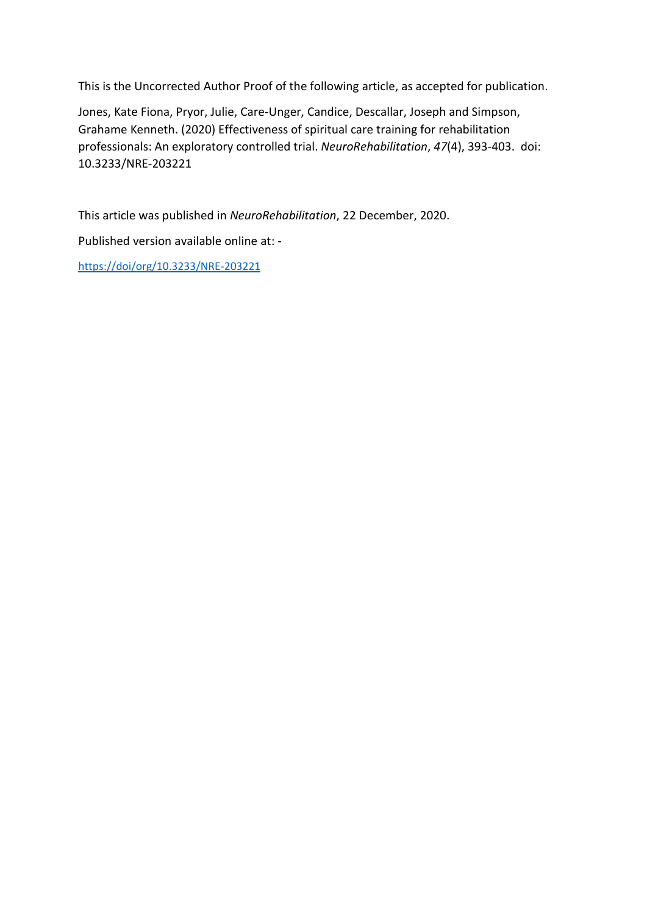This is the Uncorrected Author Proof of the following article, as accepted for publication.

Jones, Kate Fiona, Pryor, Julie, Care-Unger, Candice, Descallar, Joseph and Simpson, Grahame Kenneth. (2020) Effectiveness of spiritual care training for rehabilitation professionals: An exploratory controlled trial. *NeuroRehabilitation*, *47*(4), 393-403. doi: 10.3233/NRE-203221

This article was published in *NeuroRehabilitation*, 22 December, 2020.

Published version available online at: -

[https://doi/org/10.3233/NRE-203221](https://doi/org/10.3233/NRE-203221)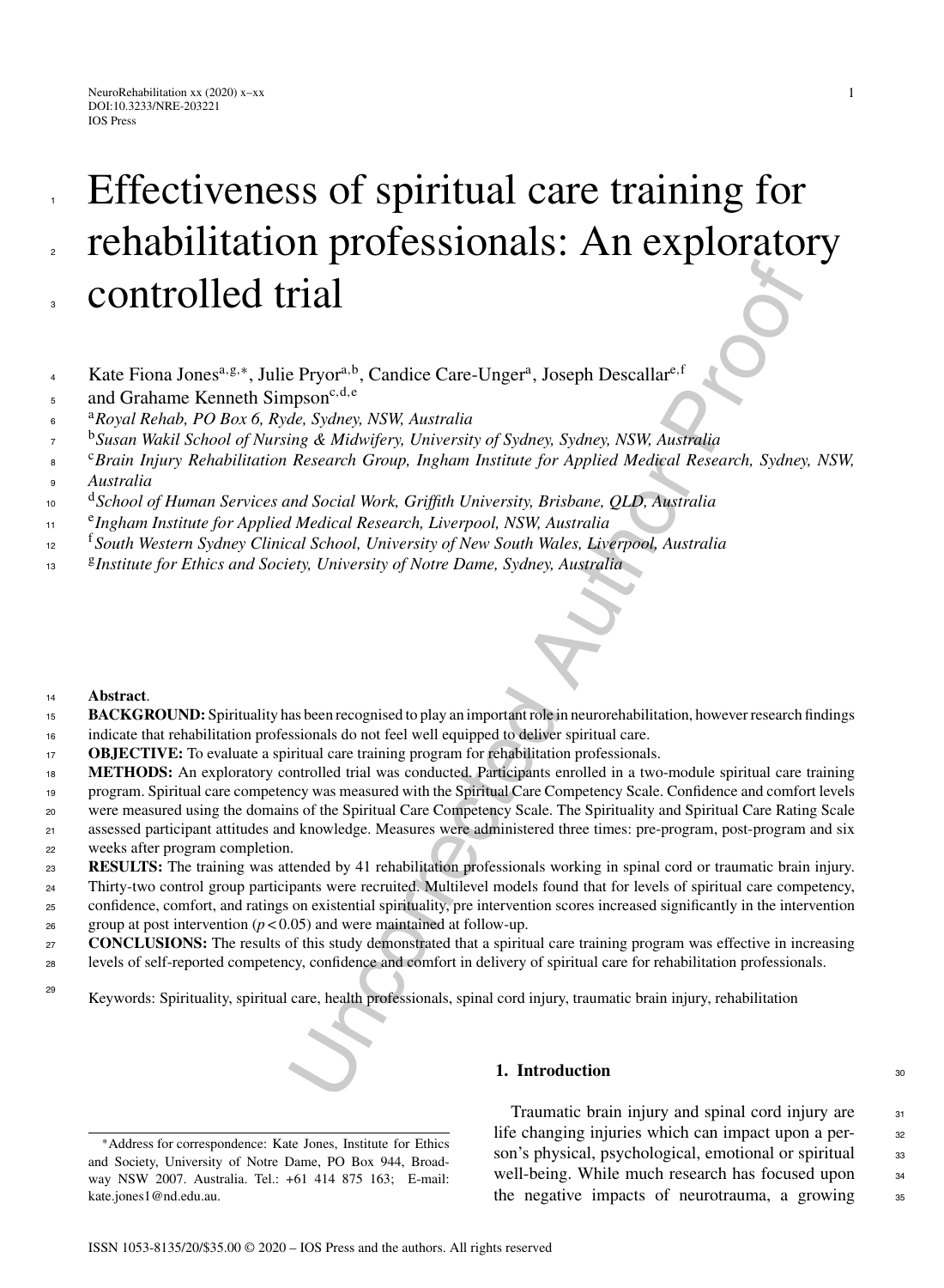# Effectiveness of spiritual care training for rehabilitation professionals: An exploratory controlled trial

Kate Fiona Jones[a,g,*], Julie Pryor[a,b], Candice Care-Unger[a], Joseph Descallar[e,f] and Grahame Kenneth Simpson[c,d,e]

[a] *Royal Rehab, PO Box 6, Ryde, Sydney, NSW, Australia*
[b] *Susan Wakil School of Nursing & Midwifery, University of Sydney, Sydney, NSW, Australia*
[c] *Brain Injury Rehabilitation Research Group, Ingham Institute for Applied Medical Research, Sydney, NSW, Australia*
[d] *School of Human Services and Social Work, Griffith University, Brisbane, QLD, Australia*
[e] *Ingham Institute for Applied Medical Research, Liverpool, NSW, Australia*
[f] *South Western Sydney Clinical School, University of New South Wales, Liverpool, Australia*
[g] *Institute for Ethics and Society, University of Notre Dame, Sydney, Australia*

**Abstract**.

**BACKGROUND:** Spirituality has been recognised to play an important role in neurorehabilitation, however research findings indicate that rehabilitation professionals do not feel well equipped to deliver spiritual care.

**OBJECTIVE:** To evaluate a spiritual care training program for rehabilitation professionals.

**METHODS:** An exploratory controlled trial was conducted. Participants enrolled in a two-module spiritual care training program. Spiritual care competency was measured with the Spiritual Care Competency Scale. Confidence and comfort levels were measured using the domains of the Spiritual Care Competency Scale. The Spirituality and Spiritual Care Rating Scale assessed participant attitudes and knowledge. Measures were administered three times: pre-program, post-program and six weeks after program completion.

**RESULTS:** The training was attended by 41 rehabilitation professionals working in spinal cord or traumatic brain injury. Thirty-two control group participants were recruited. Multilevel models found that for levels of spiritual care competency, confidence, comfort, and ratings on existential spirituality, pre intervention scores increased significantly in the intervention group at post intervention ($p < 0.05$) and were maintained at follow-up.

**CONCLUSIONS:** The results of this study demonstrated that a spiritual care training program was effective in increasing levels of self-reported competency, confidence and comfort in delivery of spiritual care for rehabilitation professionals.

Keywords: Spirituality, spiritual care, health professionals, spinal cord injury, traumatic brain injury, rehabilitation

## 1. Introduction

Traumatic brain injury and spinal cord injury are life changing injuries which can impact upon a person's physical, psychological, emotional or spiritual well-being. While much research has focused upon the negative impacts of neurotrauma, a growing

*Address for correspondence: Kate Jones, Institute for Ethics and Society, University of Notre Dame, PO Box 944, Broadway NSW 2007. Australia. Tel.: +61 414 875 163; E-mail: kate.jones1@nd.edu.au.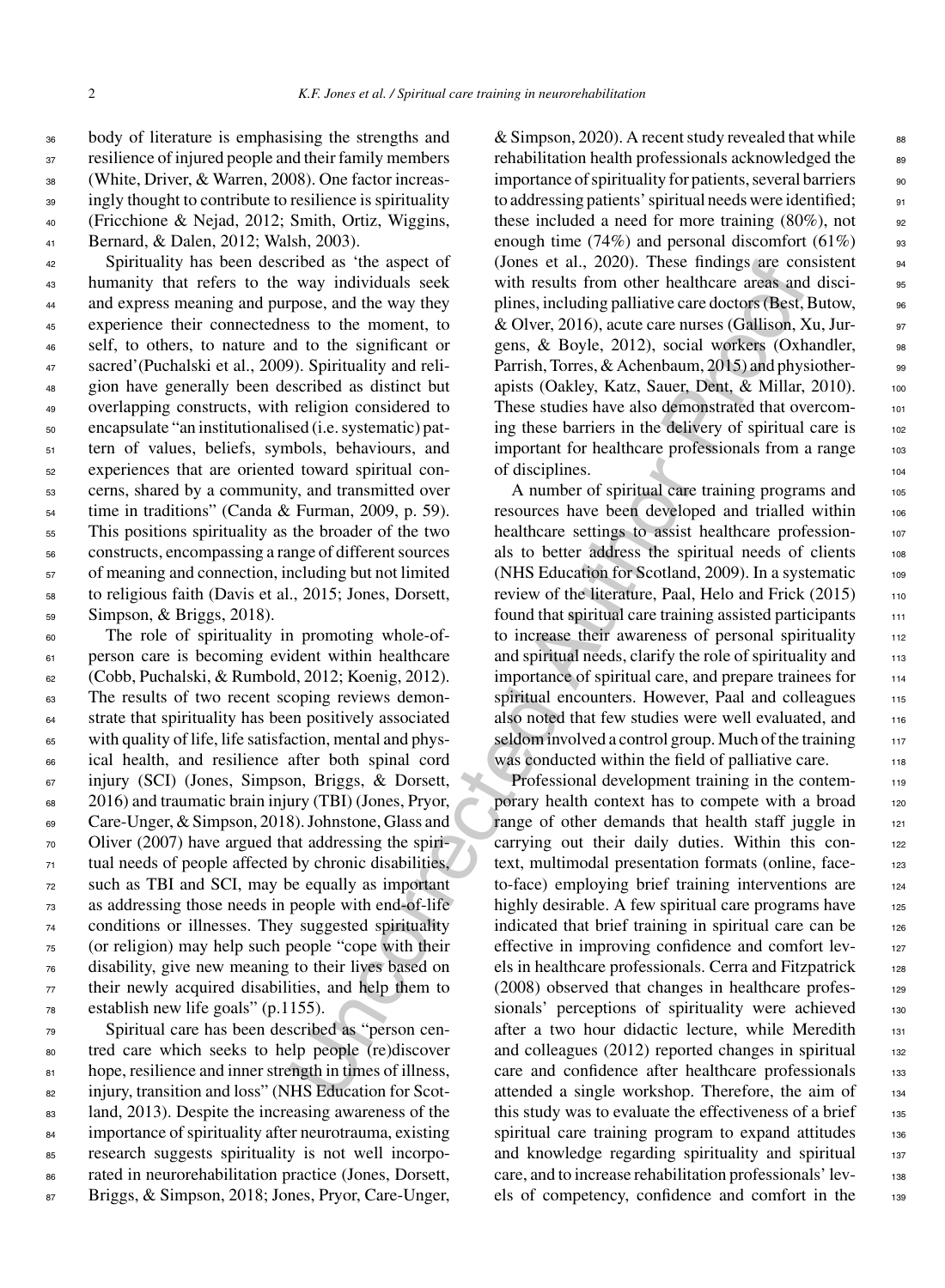body of literature is emphasising the strengths and resilience of injured people and their family members (White, Driver, & Warren, 2008). One factor increasingly thought to contribute to resilience is spirituality (Fricchione & Nejad, 2012; Smith, Ortiz, Wiggins, Bernard, & Dalen, 2012; Walsh, 2003).

Spirituality has been described as 'the aspect of humanity that refers to the way individuals seek and express meaning and purpose, and the way they experience their connectedness to the moment, to self, to others, to nature and to the significant or sacred'(Puchalski et al., 2009). Spirituality and religion have generally been described as distinct but overlapping constructs, with religion considered to encapsulate "an institutionalised (i.e. systematic) pattern of values, beliefs, symbols, behaviours, and experiences that are oriented toward spiritual concerns, shared by a community, and transmitted over time in traditions" (Canda & Furman, 2009, p. 59). This positions spirituality as the broader of the two constructs, encompassing a range of different sources of meaning and connection, including but not limited to religious faith (Davis et al., 2015; Jones, Dorsett, Simpson, & Briggs, 2018).

The role of spirituality in promoting whole-of-person care is becoming evident within healthcare (Cobb, Puchalski, & Rumbold, 2012; Koenig, 2012). The results of two recent scoping reviews demonstrate that spirituality has been positively associated with quality of life, life satisfaction, mental and physical health, and resilience after both spinal cord injury (SCI) (Jones, Simpson, Briggs, & Dorsett, 2016) and traumatic brain injury (TBI) (Jones, Pryor, Care-Unger, & Simpson, 2018). Johnstone, Glass and Oliver (2007) have argued that addressing the spiritual needs of people affected by chronic disabilities, such as TBI and SCI, may be equally as important as addressing those needs in people with end-of-life conditions or illnesses. They suggested spirituality (or religion) may help such people "cope with their disability, give new meaning to their lives based on their newly acquired disabilities, and help them to establish new life goals" (p.1155).

Spiritual care has been described as "person centred care which seeks to help people (re)discover hope, resilience and inner strength in times of illness, injury, transition and loss" (NHS Education for Scotland, 2013). Despite the increasing awareness of the importance of spirituality after neurotrauma, existing research suggests spirituality is not well incorporated in neurorehabilitation practice (Jones, Dorsett, Briggs, & Simpson, 2018; Jones, Pryor, Care-Unger, & Simpson, 2020). A recent study revealed that while rehabilitation health professionals acknowledged the importance of spirituality for patients, several barriers to addressing patients' spiritual needs were identified; these included a need for more training (80%), not enough time (74%) and personal discomfort (61%) (Jones et al., 2020). These findings are consistent with results from other healthcare areas and disciplines, including palliative care doctors (Best, Butow, & Olver, 2016), acute care nurses (Gallison, Xu, Jurgens, & Boyle, 2012), social workers (Oxhandler, Parrish, Torres, & Achenbaum, 2015) and physiotherapists (Oakley, Katz, Sauer, Dent, & Millar, 2010). These studies have also demonstrated that overcoming these barriers in the delivery of spiritual care is important for healthcare professionals from a range of disciplines.

A number of spiritual care training programs and resources have been developed and trialled within healthcare settings to assist healthcare professionals to better address the spiritual needs of clients (NHS Education for Scotland, 2009). In a systematic review of the literature, Paal, Helo and Frick (2015) found that spiritual care training assisted participants to increase their awareness of personal spirituality and spiritual needs, clarify the role of spirituality and importance of spiritual care, and prepare trainees for spiritual encounters. However, Paal and colleagues also noted that few studies were well evaluated, and seldom involved a control group. Much of the training was conducted within the field of palliative care.

Professional development training in the contemporary health context has to compete with a broad range of other demands that health staff juggle in carrying out their daily duties. Within this context, multimodal presentation formats (online, face-to-face) employing brief training interventions are highly desirable. A few spiritual care programs have indicated that brief training in spiritual care can be effective in improving confidence and comfort levels in healthcare professionals. Cerra and Fitzpatrick (2008) observed that changes in healthcare professionals' perceptions of spirituality were achieved after a two hour didactic lecture, while Meredith and colleagues (2012) reported changes in spiritual care and confidence after healthcare professionals attended a single workshop. Therefore, the aim of this study was to evaluate the effectiveness of a brief spiritual care training program to expand attitudes and knowledge regarding spirituality and spiritual care, and to increase rehabilitation professionals' levels of competency, confidence and comfort in the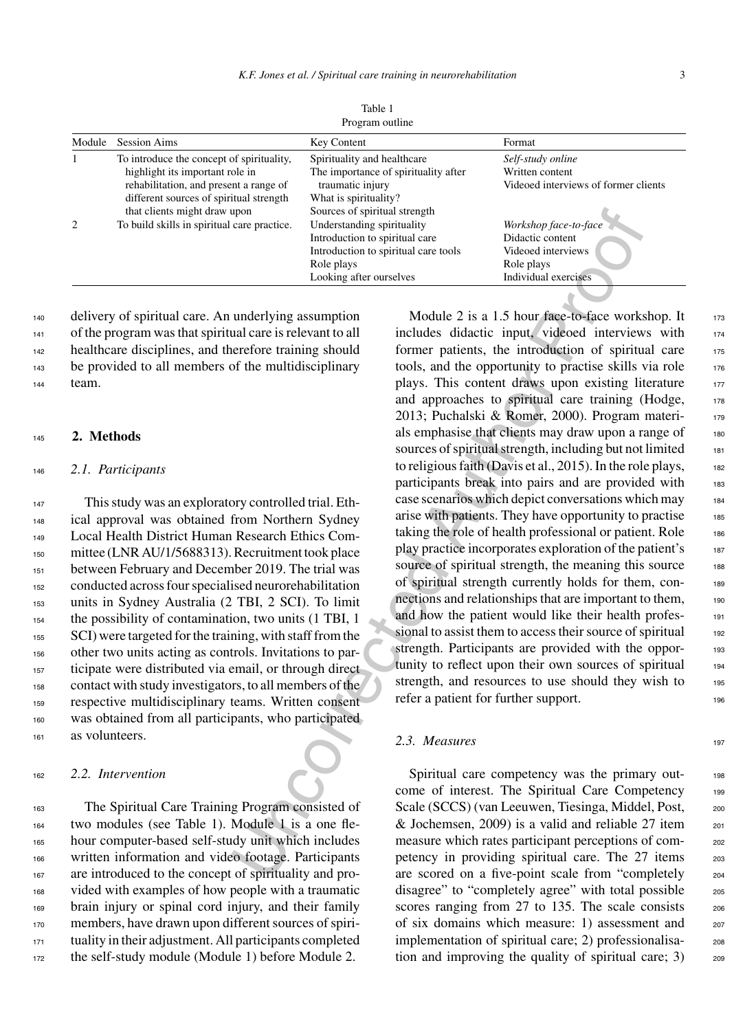Table 1
Program outline

| Module | Session Aims | Key Content | Format |
|---|---|---|---|
| 1 | To introduce the concept of spirituality, highlight its important role in rehabilitation, and present a range of different sources of spiritual strength that clients might draw upon | Spirituality and healthcare<br>The importance of spirituality after traumatic injury<br>What is spirituality?<br>Sources of spiritual strength | *Self-study online*<br>Written content<br>Videoed interviews of former clients |
| 2 | To build skills in spiritual care practice. | Understanding spirituality<br>Introduction to spiritual care<br>Introduction to spiritual care tools<br>Role plays<br>Looking after ourselves | *Workshop face-to-face*<br>Didactic content<br>Videoed interviews<br>Role plays<br>Individual exercises |

delivery of spiritual care. An underlying assumption of the program was that spiritual care is relevant to all healthcare disciplines, and therefore training should be provided to all members of the multidisciplinary team.

## 2. Methods

### 2.1. Participants

This study was an exploratory controlled trial. Ethical approval was obtained from Northern Sydney Local Health District Human Research Ethics Committee (LNR AU/1/5688313). Recruitment took place between February and December 2019. The trial was conducted across four specialised neurorehabilitation units in Sydney Australia (2 TBI, 2 SCI). To limit the possibility of contamination, two units (1 TBI, 1 SCI) were targeted for the training, with staff from the other two units acting as controls. Invitations to participate were distributed via email, or through direct contact with study investigators, to all members of the respective multidisciplinary teams. Written consent was obtained from all participants, who participated as volunteers.

### 2.2. Intervention

The Spiritual Care Training Program consisted of two modules (see Table 1). Module 1 is a one flehour computer-based self-study unit which includes written information and video footage. Participants are introduced to the concept of spirituality and provided with examples of how people with a traumatic brain injury or spinal cord injury, and their family members, have drawn upon different sources of spirituality in their adjustment. All participants completed the self-study module (Module 1) before Module 2.

Module 2 is a 1.5 hour face-to-face workshop. It includes didactic input, videoed interviews with former patients, the introduction of spiritual care tools, and the opportunity to practise skills via role plays. This content draws upon existing literature and approaches to spiritual care training (Hodge, 2013; Puchalski & Romer, 2000). Program materials emphasise that clients may draw upon a range of sources of spiritual strength, including but not limited to religious faith (Davis et al., 2015). In the role plays, participants break into pairs and are provided with case scenarios which depict conversations which may arise with patients. They have opportunity to practise taking the role of health professional or patient. Role play practice incorporates exploration of the patient's source of spiritual strength, the meaning this source of spiritual strength currently holds for them, connections and relationships that are important to them, and how the patient would like their health professional to assist them to access their source of spiritual strength. Participants are provided with the opportunity to reflect upon their own sources of spiritual strength, and resources to use should they wish to refer a patient for further support.

### 2.3. Measures

Spiritual care competency was the primary outcome of interest. The Spiritual Care Competency Scale (SCCS) (van Leeuwen, Tiesinga, Middel, Post, & Jochemsen, 2009) is a valid and reliable 27 item measure which rates participant perceptions of competency in providing spiritual care. The 27 items are scored on a five-point scale from "completely disagree" to "completely agree" with total possible scores ranging from 27 to 135. The scale consists of six domains which measure: 1) assessment and implementation of spiritual care; 2) professionalisation and improving the quality of spiritual care; 3)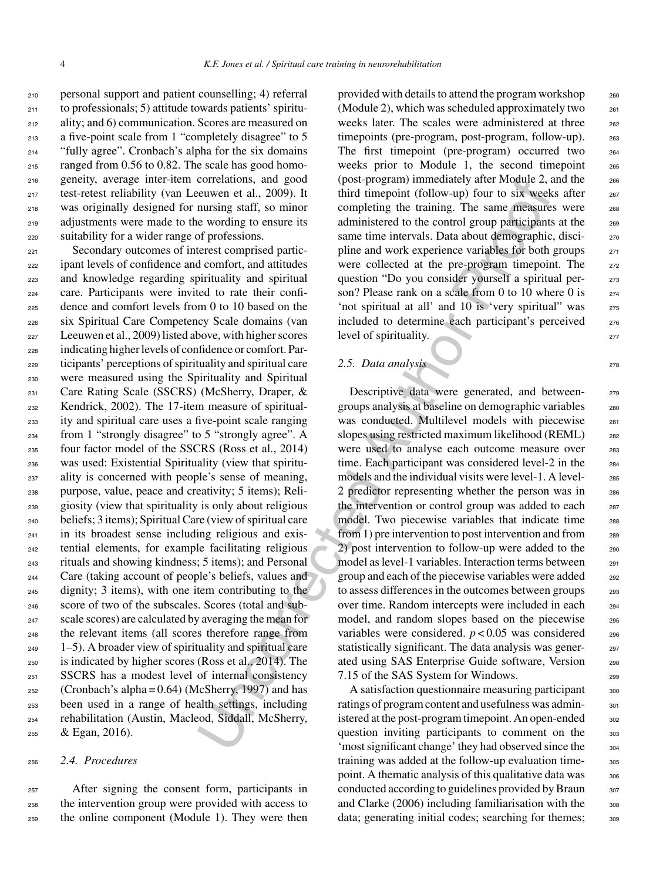personal support and patient counselling; 4) referral to professionals; 5) attitude towards patients' spirituality; and 6) communication. Scores are measured on a five-point scale from 1 "completely disagree" to 5 "fully agree". Cronbach's alpha for the six domains ranged from 0.56 to 0.82. The scale has good homogeneity, average inter-item correlations, and good test-retest reliability (van Leeuwen et al., 2009). It was originally designed for nursing staff, so minor adjustments were made to the wording to ensure its suitability for a wider range of professions.

Secondary outcomes of interest comprised participant levels of confidence and comfort, and attitudes and knowledge regarding spirituality and spiritual care. Participants were invited to rate their confidence and comfort levels from 0 to 10 based on the six Spiritual Care Competency Scale domains (van Leeuwen et al., 2009) listed above, with higher scores indicating higher levels of confidence or comfort. Participants' perceptions of spirituality and spiritual care were measured using the Spirituality and Spiritual Care Rating Scale (SSCRS) (McSherry, Draper, & Kendrick, 2002). The 17-item measure of spirituality and spiritual care uses a five-point scale ranging from 1 "strongly disagree" to 5 "strongly agree". A four factor model of the SSCRS (Ross et al., 2014) was used: Existential Spirituality (view that spirituality is concerned with people's sense of meaning, purpose, value, peace and creativity; 5 items); Religiosity (view that spirituality is only about religious beliefs; 3 items); Spiritual Care (view of spiritual care in its broadest sense including religious and existential elements, for example facilitating religious rituals and showing kindness; 5 items); and Personal Care (taking account of people's beliefs, values and dignity; 3 items), with one item contributing to the score of two of the subscales. Scores (total and subscale scores) are calculated by averaging the mean for the relevant items (all scores therefore range from 1–5). A broader view of spirituality and spiritual care is indicated by higher scores (Ross et al., 2014). The SSCRS has a modest level of internal consistency (Cronbach's alpha = 0.64) (McSherry, 1997) and has been used in a range of health settings, including rehabilitation (Austin, Macleod, Siddall, McSherry, & Egan, 2016).

### 2.4. Procedures

After signing the consent form, participants in the intervention group were provided with access to the online component (Module 1). They were then provided with details to attend the program workshop (Module 2), which was scheduled approximately two weeks later. The scales were administered at three timepoints (pre-program, post-program, follow-up). The first timepoint (pre-program) occurred two weeks prior to Module 1, the second timepoint (post-program) immediately after Module 2, and the third timepoint (follow-up) four to six weeks after completing the training. The same measures were administered to the control group participants at the same time intervals. Data about demographic, discipline and work experience variables for both groups were collected at the pre-program timepoint. The question "Do you consider yourself a spiritual person? Please rank on a scale from 0 to 10 where 0 is 'not spiritual at all' and 10 is 'very spiritual'" was included to determine each participant's perceived level of spirituality.

### 2.5. Data analysis

Descriptive data were generated, and between-groups analysis at baseline on demographic variables was conducted. Multilevel models with piecewise slopes using restricted maximum likelihood (REML) were used to analyse each outcome measure over time. Each participant was considered level-2 in the models and the individual visits were level-1. A level-2 predictor representing whether the person was in the intervention or control group was added to each model. Two piecewise variables that indicate time from 1) pre intervention to post intervention and from 2) post intervention to follow-up were added to the model as level-1 variables. Interaction terms between group and each of the piecewise variables were added to assess differences in the outcomes between groups over time. Random intercepts were included in each model, and random slopes based on the piecewise variables were considered. $p < 0.05$ was considered statistically significant. The data analysis was generated using SAS Enterprise Guide software, Version 7.15 of the SAS System for Windows.

A satisfaction questionnaire measuring participant ratings of program content and usefulness was administered at the post-program timepoint. An open-ended question inviting participants to comment on the 'most significant change' they had observed since the training was added at the follow-up evaluation timepoint. A thematic analysis of this qualitative data was conducted according to guidelines provided by Braun and Clarke (2006) including familiarisation with the data; generating initial codes; searching for themes;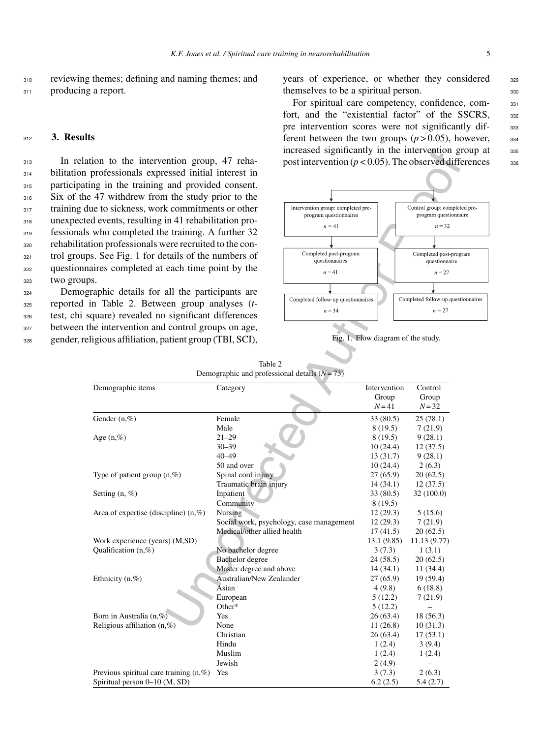reviewing themes; defining and naming themes; and producing a report.

## 3. Results

In relation to the intervention group, 47 rehabilitation professionals expressed initial interest in participating in the training and provided consent. Six of the 47 withdrew from the study prior to the training due to sickness, work commitments or other unexpected events, resulting in 41 rehabilitation professionals who completed the training. A further 32 rehabilitation professionals were recruited to the control groups. See Fig. 1 for details of the numbers of questionnaires completed at each time point by the two groups.

Demographic details for all the participants are reported in Table 2. Between group analyses (*t*-test, chi square) revealed no significant differences between the intervention and control groups on age, gender, religious affiliation, patient group (TBI, SCI), years of experience, or whether they considered themselves to be a spiritual person.

For spiritual care competency, confidence, comfort, and the "existential factor" of the SSCRS, pre intervention scores were not significantly different between the two groups ($p > 0.05$), however, increased significantly in the intervention group at post intervention ($p < 0.05$). The observed differences

| Intervention group | Control group |
|---|---|
| Intervention group: completed pre-program questionnaires $n = 41$ | Control group: completed pre-program questionnaire $n = 32$ |
| Completed post-program questionnaires $n = 41$ | Completed post-program questionnaire $n = 27$ |
| Completed follow-up questionnaires $n = 34$ | Completed follow-up questionnaires $n = 27$ |

Fig. 1. Flow diagram of the study.

Table 2
Demographic and professional details ($N = 73$)

| Demographic items | Category | Intervention Group $N = 41$ | Control Group $N = 32$ |
|---|---|---|---|
| Gender (n,%) | Female | 33 (80.5) | 25 (78.1) |
| | Male | 8 (19.5) | 7 (21.9) |
| Age (n,%) | 21–29 | 8 (19.5) | 9 (28.1) |
| | 30–39 | 10 (24.4) | 12 (37.5) |
| | 40–49 | 13 (31.7) | 9 (28.1) |
| | 50 and over | 10 (24.4) | 2 (6.3) |
| Type of patient group (n,%) | Spinal cord injury | 27 (65.9) | 20 (62.5) |
| | Traumatic brain injury | 14 (34.1) | 12 (37.5) |
| Setting (n, %) | Inpatient | 33 (80.5) | 32 (100.0) |
| | Community | 8 (19.5) | |
| Area of expertise (discipline) (n,%) | Nursing | 12 (29.3) | 5 (15.6) |
| | Social work, psychology, case management | 12 (29.3) | 7 (21.9) |
| | Medical/other allied health | 17 (41.5) | 20 (62.5) |
| Work experience (years) (M,SD) | | 13.1 (9.85) | 11.13 (9.77) |
| Qualification (n,%) | No bachelor degree | 3 (7.3) | 1 (3.1) |
| | Bachelor degree | 24 (58.5) | 20 (62.5) |
| | Master degree and above | 14 (34.1) | 11 (34.4) |
| Ethnicity (n,%) | Australian/New Zealander | 27 (65.9) | 19 (59.4) |
| | Asian | 4 (9.8) | 6 (18.8) |
| | European | 5 (12.2) | 7 (21.9) |
| | Other* | 5 (12.2) | – |
| Born in Australia (n,%) | Yes | 26 (63.4) | 18 (56.3) |
| Religious affiliation (n,%) | None | 11 (26.8) | 10 (31.3) |
| | Christian | 26 (63.4) | 17 (53.1) |
| | Hindu | 1 (2.4) | 3 (9.4) |
| | Muslim | 1 (2.4) | 1 (2.4) |
| | Jewish | 2 (4.9) | – |
| Previous spiritual care training (n,%) | Yes | 3 (7.3) | 2 (6.3) |
| Spiritual person 0–10 (M, SD) | | 6.2 (2.5) | 5.4 (2.7) |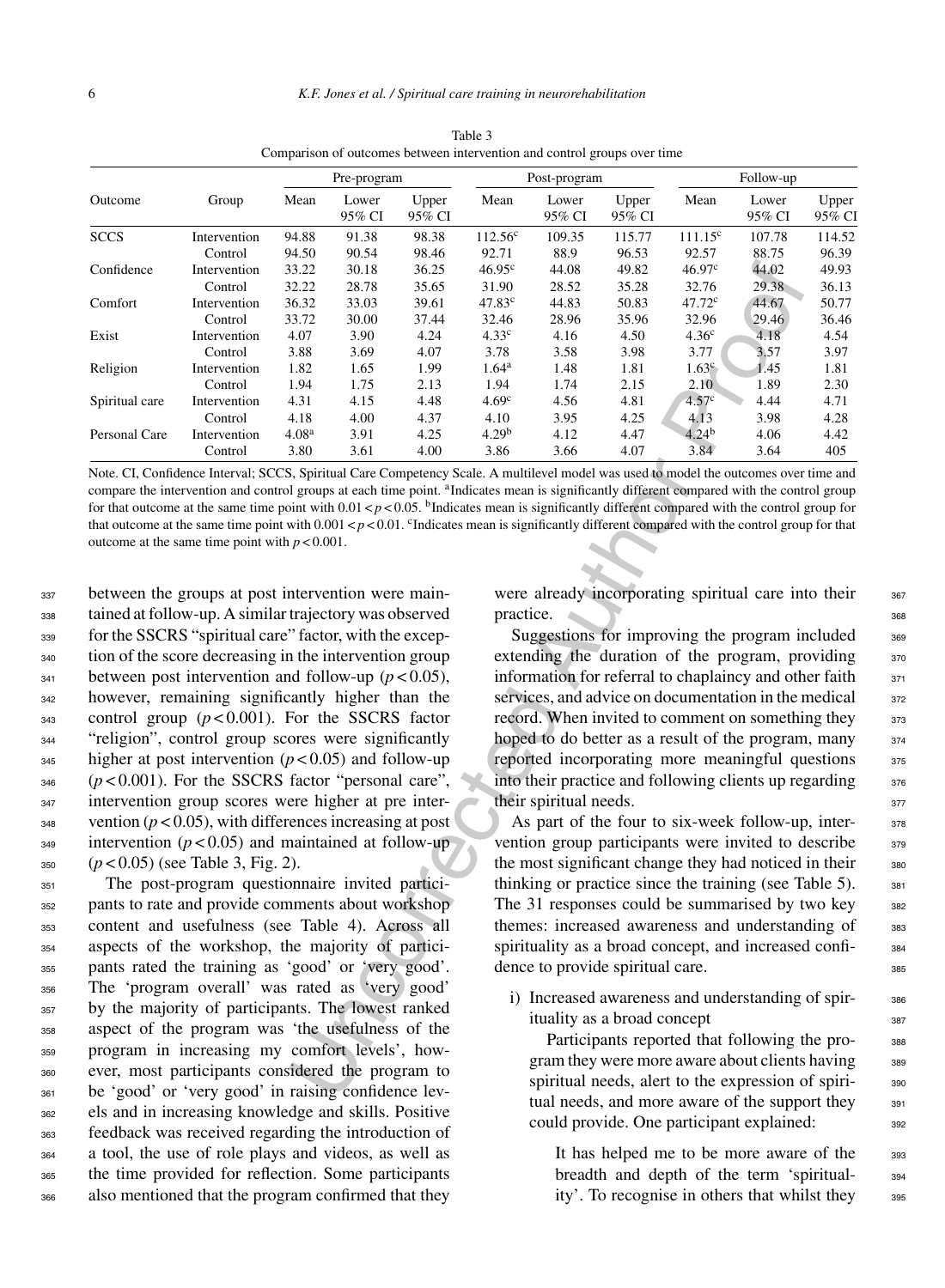Table 3
Comparison of outcomes between intervention and control groups over time

| Outcome | Group | Pre-program | | | Post-program | | | Follow-up | | |
|---|---|---|---|---|---|---|---|---|---|---|
| | | Mean | Lower 95% CI | Upper 95% CI | Mean | Lower 95% CI | Upper 95% CI | Mean | Lower 95% CI | Upper 95% CI |
| SCCS | Intervention | 94.88 | 91.38 | 98.38 | 112.56[c] | 109.35 | 115.77 | 111.15[c] | 107.78 | 114.52 |
| | Control | 94.50 | 90.54 | 98.46 | 92.71 | 88.9 | 96.53 | 92.57 | 88.75 | 96.39 |
| Confidence | Intervention | 33.22 | 30.18 | 36.25 | 46.95[c] | 44.08 | 49.82 | 46.97[c] | 44.02 | 49.93 |
| | Control | 32.22 | 28.78 | 35.65 | 31.90 | 28.52 | 35.28 | 32.76 | 29.38 | 36.13 |
| Comfort | Intervention | 36.32 | 33.03 | 39.61 | 47.83[c] | 44.83 | 50.83 | 47.72[c] | 44.67 | 50.77 |
| | Control | 33.72 | 30.00 | 37.44 | 32.46 | 28.96 | 35.96 | 32.96 | 29.46 | 36.46 |
| Exist | Intervention | 4.07 | 3.90 | 4.24 | 4.33[c] | 4.16 | 4.50 | 4.36[c] | 4.18 | 4.54 |
| | Control | 3.88 | 3.69 | 4.07 | 3.78 | 3.58 | 3.98 | 3.77 | 3.57 | 3.97 |
| Religion | Intervention | 1.82 | 1.65 | 1.99 | 1.64[a] | 1.48 | 1.81 | 1.63[c] | 1.45 | 1.81 |
| | Control | 1.94 | 1.75 | 2.13 | 1.94 | 1.74 | 2.15 | 2.10 | 1.89 | 2.30 |
| Spiritual care | Intervention | 4.31 | 4.15 | 4.48 | 4.69[c] | 4.56 | 4.81 | 4.57[c] | 4.44 | 4.71 |
| | Control | 4.18 | 4.00 | 4.37 | 4.10 | 3.95 | 4.25 | 4.13 | 3.98 | 4.28 |
| Personal Care | Intervention | 4.08[a] | 3.91 | 4.25 | 4.29[b] | 4.12 | 4.47 | 4.24[b] | 4.06 | 4.42 |
| | Control | 3.80 | 3.61 | 4.00 | 3.86 | 3.66 | 4.07 | 3.84 | 3.64 | 405 |

Note. CI, Confidence Interval; SCCS, Spiritual Care Competency Scale. A multilevel model was used to model the outcomes over time and compare the intervention and control groups at each time point. [a]Indicates mean is significantly different compared with the control group for that outcome at the same time point with $0.01 < p < 0.05$. [b]Indicates mean is significantly different compared with the control group for that outcome at the same time point with $0.001 < p < 0.01$. [c]Indicates mean is significantly different compared with the control group for that outcome at the same time point with $p < 0.001$.

between the groups at post intervention were maintained at follow-up. A similar trajectory was observed for the SSCRS "spiritual care" factor, with the exception of the score decreasing in the intervention group between post intervention and follow-up ($p < 0.05$), however, remaining significantly higher than the control group ($p < 0.001$). For the SSCRS factor "religion", control group scores were significantly higher at post intervention ($p < 0.05$) and follow-up ($p < 0.001$). For the SSCRS factor "personal care", intervention group scores were higher at pre intervention ($p < 0.05$), with differences increasing at post intervention ($p < 0.05$) and maintained at follow-up ($p < 0.05$) (see Table 3, Fig. 2).

The post-program questionnaire invited participants to rate and provide comments about workshop content and usefulness (see Table 4). Across all aspects of the workshop, the majority of participants rated the training as 'good' or 'very good'. The 'program overall' was rated as 'very good' by the majority of participants. The lowest ranked aspect of the program was 'the usefulness of the program in increasing my comfort levels', however, most participants considered the program to be 'good' or 'very good' in raising confidence levels and in increasing knowledge and skills. Positive feedback was received regarding the introduction of a tool, the use of role plays and videos, as well as the time provided for reflection. Some participants also mentioned that the program confirmed that they were already incorporating spiritual care into their practice.

Suggestions for improving the program included extending the duration of the program, providing information for referral to chaplaincy and other faith services, and advice on documentation in the medical record. When invited to comment on something they hoped to do better as a result of the program, many reported incorporating more meaningful questions into their practice and following clients up regarding their spiritual needs.

As part of the four to six-week follow-up, intervention group participants were invited to describe the most significant change they had noticed in their thinking or practice since the training (see Table 5). The 31 responses could be summarised by two key themes: increased awareness and understanding of spirituality as a broad concept, and increased confidence to provide spiritual care.

i) Increased awareness and understanding of spirituality as a broad concept

Participants reported that following the program they were more aware about clients having spiritual needs, alert to the expression of spiritual needs, and more aware of the support they could provide. One participant explained:

> It has helped me to be more aware of the breadth and depth of the term 'spirituality'. To recognise in others that whilst they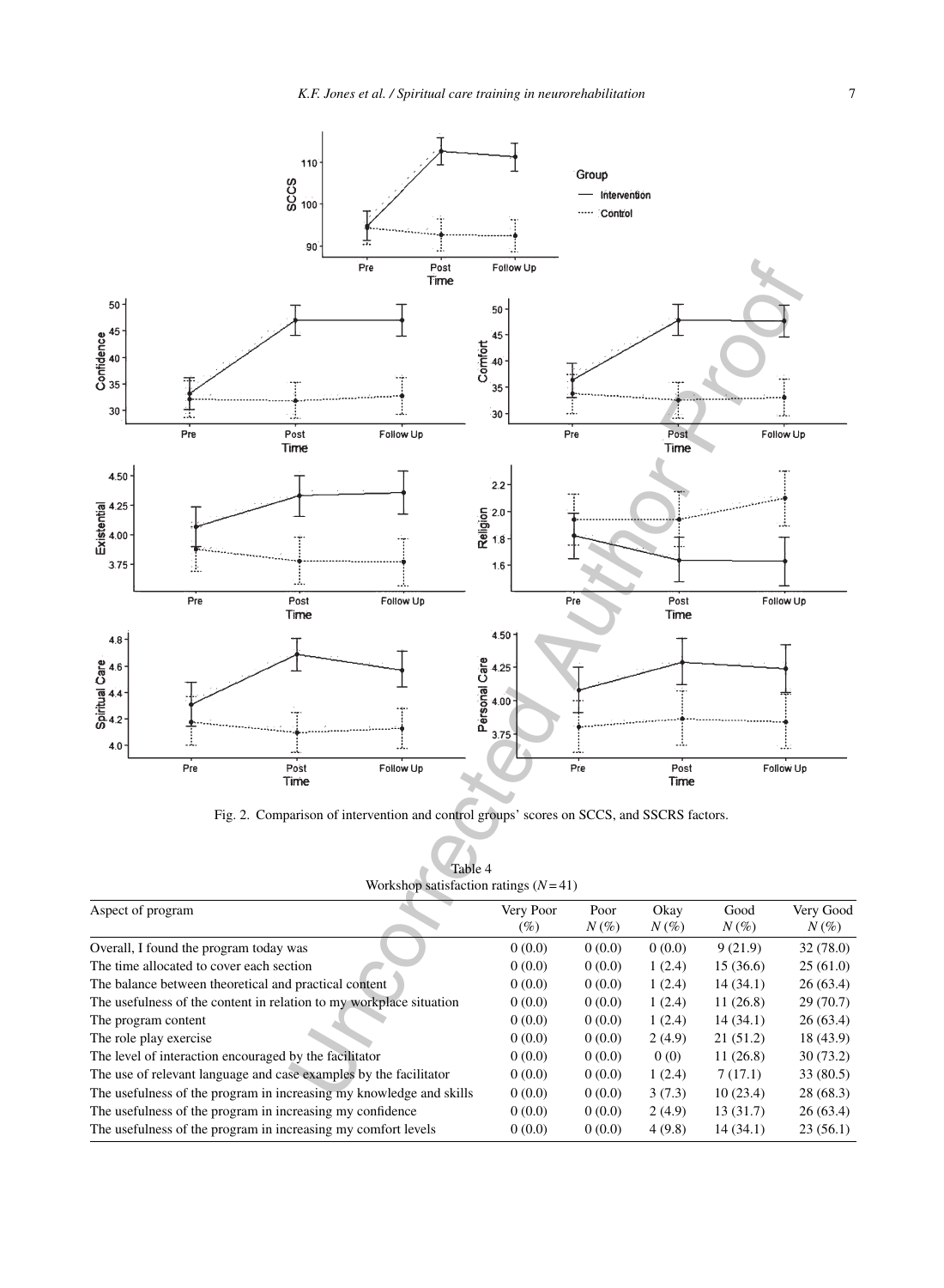Fig. 2. Comparison of intervention and control groups' scores on SCCS, and SSCRS factors.

Table 4
Workshop satisfaction ratings ($N = 41$)

| Aspect of program | Very Poor (%) | Poor N (%) | Okay N (%) | Good N (%) | Very Good N (%) |
|---|---|---|---|---|---|
| Overall, I found the program today was | 0 (0.0) | 0 (0.0) | 0 (0.0) | 9 (21.9) | 32 (78.0) |
| The time allocated to cover each section | 0 (0.0) | 0 (0.0) | 1 (2.4) | 15 (36.6) | 25 (61.0) |
| The balance between theoretical and practical content | 0 (0.0) | 0 (0.0) | 1 (2.4) | 14 (34.1) | 26 (63.4) |
| The usefulness of the content in relation to my workplace situation | 0 (0.0) | 0 (0.0) | 1 (2.4) | 11 (26.8) | 29 (70.7) |
| The program content | 0 (0.0) | 0 (0.0) | 1 (2.4) | 14 (34.1) | 26 (63.4) |
| The role play exercise | 0 (0.0) | 0 (0.0) | 2 (4.9) | 21 (51.2) | 18 (43.9) |
| The level of interaction encouraged by the facilitator | 0 (0.0) | 0 (0.0) | 0 (0) | 11 (26.8) | 30 (73.2) |
| The use of relevant language and case examples by the facilitator | 0 (0.0) | 0 (0.0) | 1 (2.4) | 7 (17.1) | 33 (80.5) |
| The usefulness of the program in increasing my knowledge and skills | 0 (0.0) | 0 (0.0) | 3 (7.3) | 10 (23.4) | 28 (68.3) |
| The usefulness of the program in increasing my confidence | 0 (0.0) | 0 (0.0) | 2 (4.9) | 13 (31.7) | 26 (63.4) |
| The usefulness of the program in increasing my comfort levels | 0 (0.0) | 0 (0.0) | 4 (9.8) | 14 (34.1) | 23 (56.1) |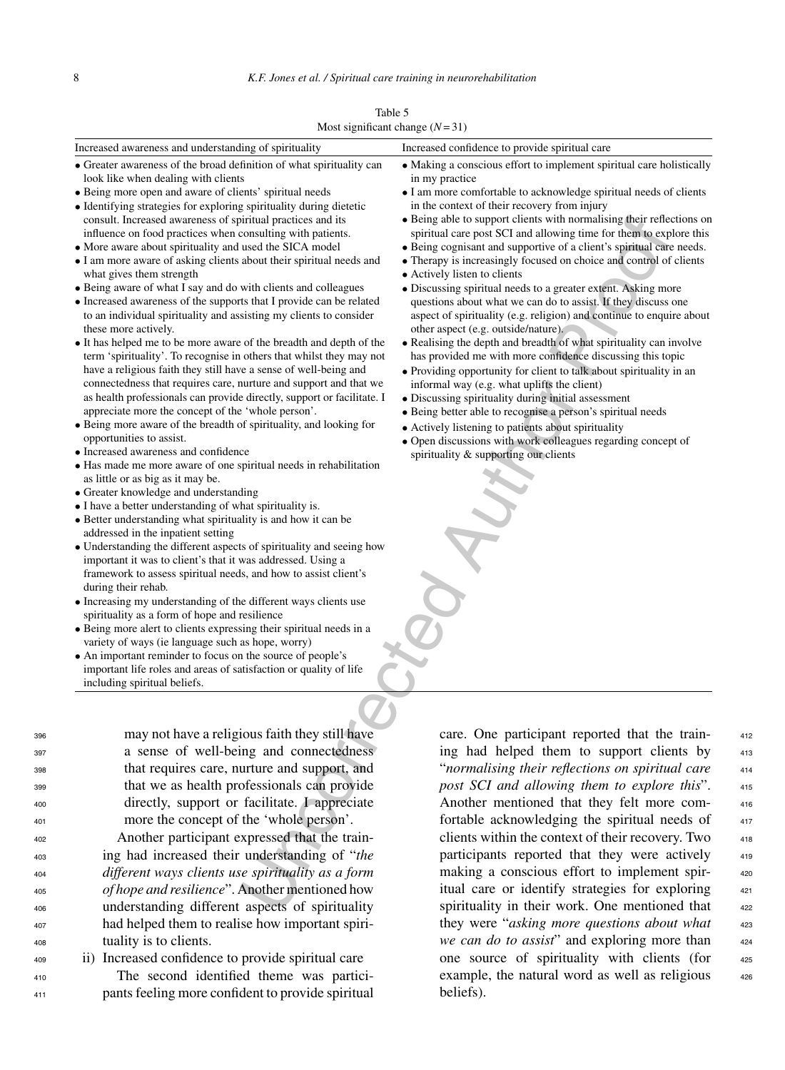Table 5
Most significant change ($N = 31$)

| Increased awareness and understanding of spirituality | Increased confidence to provide spiritual care |
|---|---|
| • Greater awareness of the broad definition of what spirituality can look like when dealing with clients<br>• Being more open and aware of clients' spiritual needs<br>• Identifying strategies for exploring spirituality during dietetic consult. Increased awareness of spiritual practices and its influence on food practices when consulting with patients.<br>• More aware about spirituality and used the SICA model<br>• I am more aware of asking clients about their spiritual needs and what gives them strength<br>• Being aware of what I say and do with clients and colleagues<br>• Increased awareness of the supports that I provide can be related to an individual spirituality and assisting my clients to consider these more actively.<br>• It has helped me to be more aware of the breadth and depth of the term 'spirituality'. To recognise in others that whilst they may not have a religious faith they still have a sense of well-being and connectedness that requires care, nurture and support and that we as health professionals can provide directly, support or facilitate. I appreciate more the concept of the 'whole person'.<br>• Being more aware of the breadth of spirituality, and looking for opportunities to assist.<br>• Increased awareness and confidence<br>• Has made me more aware of one spiritual needs in rehabilitation as little or as big as it may be.<br>• Greater knowledge and understanding<br>• I have a better understanding of what spirituality is.<br>• Better understanding what spirituality is and how it can be addressed in the inpatient setting<br>• Understanding the different aspects of spirituality and seeing how important it was to client's that it was addressed. Using a framework to assess spiritual needs, and how to assist client's during their rehab.<br>• Increasing my understanding of the different ways clients use spirituality as a form of hope and resilience<br>• Being more alert to clients expressing their spiritual needs in a variety of ways (ie language such as hope, worry)<br>• An important reminder to focus on the source of people's important life roles and areas of satisfaction or quality of life including spiritual beliefs. | • Making a conscious effort to implement spiritual care holistically in my practice<br>• I am more comfortable to acknowledge spiritual needs of clients in the context of their recovery from injury<br>• Being able to support clients with normalising their reflections on spiritual care post SCI and allowing time for them to explore this<br>• Being cognisant and supportive of a client's spiritual care needs.<br>• Therapy is increasingly focused on choice and control of clients<br>• Actively listen to clients<br>• Discussing spiritual needs to a greater extent. Asking more questions about what we can do to assist. If they discuss one aspect of spirituality (e.g. religion) and continue to enquire about other aspect (e.g. outside/nature).<br>• Realising the depth and breadth of what spirituality can involve has provided me with more confidence discussing this topic<br>• Providing opportunity for client to talk about spirituality in an informal way (e.g. what uplifts the client)<br>• Discussing spirituality during initial assessment<br>• Being better able to recognise a person's spiritual needs<br>• Actively listening to patients about spirituality<br>• Open discussions with work colleagues regarding concept of spirituality & supporting our clients |

may not have a religious faith they still have a sense of well-being and connectedness that requires care, nurture and support, and that we as health professionals can provide directly, support or facilitate. I appreciate more the concept of the 'whole person'.

Another participant expressed that the training had increased their understanding of "*the different ways clients use spirituality as a form of hope and resilience*". Another mentioned how understanding different aspects of spirituality had helped them to realise how important spirituality is to clients.

ii) Increased confidence to provide spiritual care

The second identified theme was participants feeling more confident to provide spiritual care. One participant reported that the training had helped them to support clients by "*normalising their reflections on spiritual care post SCI and allowing them to explore this*". Another mentioned that they felt more comfortable acknowledging the spiritual needs of clients within the context of their recovery. Two participants reported that they were actively making a conscious effort to implement spiritual care or identify strategies for exploring spirituality in their work. One mentioned that they were "*asking more questions about what we can do to assist*" and exploring more than one source of spirituality with clients (for example, the natural word as well as religious beliefs).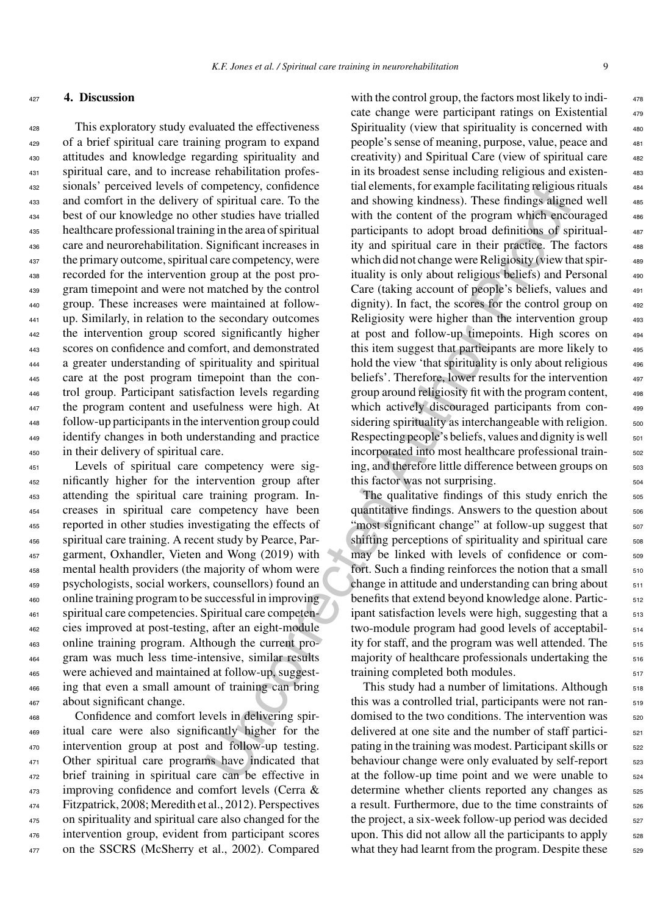## 4. Discussion

This exploratory study evaluated the effectiveness of a brief spiritual care training program to expand attitudes and knowledge regarding spirituality and spiritual care, and to increase rehabilitation professionals' perceived levels of competency, confidence and comfort in the delivery of spiritual care. To the best of our knowledge no other studies have trialled healthcare professional training in the area of spiritual care and neurorehabilitation. Significant increases in the primary outcome, spiritual care competency, were recorded for the intervention group at the post program timepoint and were not matched by the control group. These increases were maintained at follow-up. Similarly, in relation to the secondary outcomes the intervention group scored significantly higher scores on confidence and comfort, and demonstrated a greater understanding of spirituality and spiritual care at the post program timepoint than the control group. Participant satisfaction levels regarding the program content and usefulness were high. At follow-up participants in the intervention group could identify changes in both understanding and practice in their delivery of spiritual care.

Levels of spiritual care competency were significantly higher for the intervention group after attending the spiritual care training program. Increases in spiritual care competency have been reported in other studies investigating the effects of spiritual care training. A recent study by Pearce, Pargarment, Oxhandler, Vieten and Wong (2019) with mental health providers (the majority of whom were psychologists, social workers, counsellors) found an online training program to be successful in improving spiritual care competencies. Spiritual care competencies improved at post-testing, after an eight-module online training program. Although the current program was much less time-intensive, similar results were achieved and maintained at follow-up, suggesting that even a small amount of training can bring about significant change.

Confidence and comfort levels in delivering spiritual care were also significantly higher for the intervention group at post and follow-up testing. Other spiritual care programs have indicated that brief training in spiritual care can be effective in improving confidence and comfort levels (Cerra & Fitzpatrick, 2008; Meredith et al., 2012). Perspectives on spirituality and spiritual care also changed for the intervention group, evident from participant scores on the SSCRS (McSherry et al., 2002). Compared with the control group, the factors most likely to indicate change were participant ratings on Existential Spirituality (view that spirituality is concerned with people's sense of meaning, purpose, value, peace and creativity) and Spiritual Care (view of spiritual care in its broadest sense including religious and existential elements, for example facilitating religious rituals and showing kindness). These findings aligned well with the content of the program which encouraged participants to adopt broad definitions of spirituality and spiritual care in their practice. The factors which did not change were Religiosity (view that spirituality is only about religious beliefs) and Personal Care (taking account of people's beliefs, values and dignity). In fact, the scores for the control group on Religiosity were higher than the intervention group at post and follow-up timepoints. High scores on this item suggest that participants are more likely to hold the view 'that spirituality is only about religious beliefs'. Therefore, lower results for the intervention group around religiosity fit with the program content, which actively discouraged participants from considering spirituality as interchangeable with religion. Respecting people's beliefs, values and dignity is well incorporated into most healthcare professional training, and therefore little difference between groups on this factor was not surprising.

The qualitative findings of this study enrich the quantitative findings. Answers to the question about "most significant change" at follow-up suggest that shifting perceptions of spirituality and spiritual care may be linked with levels of confidence or comfort. Such a finding reinforces the notion that a small change in attitude and understanding can bring about benefits that extend beyond knowledge alone. Participant satisfaction levels were high, suggesting that a two-module program had good levels of acceptability for staff, and the program was well attended. The majority of healthcare professionals undertaking the training completed both modules.

This study had a number of limitations. Although this was a controlled trial, participants were not randomised to the two conditions. The intervention was delivered at one site and the number of staff participating in the training was modest. Participant skills or behaviour change were only evaluated by self-report at the follow-up time point and we were unable to determine whether clients reported any changes as a result. Furthermore, due to the time constraints of the project, a six-week follow-up period was decided upon. This did not allow all the participants to apply what they had learnt from the program. Despite these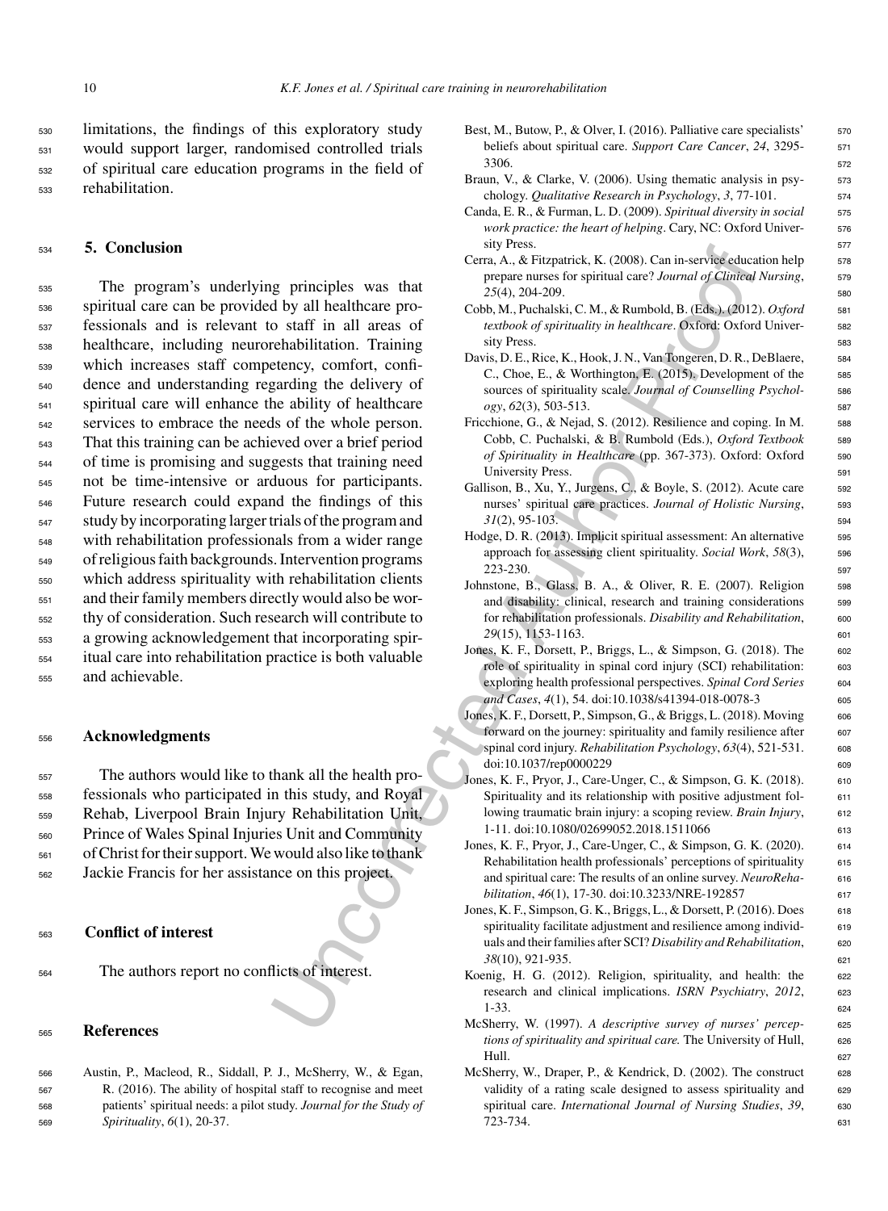limitations, the findings of this exploratory study would support larger, randomised controlled trials of spiritual care education programs in the field of rehabilitation.

## 5. Conclusion

The program's underlying principles was that spiritual care can be provided by all healthcare professionals and is relevant to staff in all areas of healthcare, including neurorehabilitation. Training which increases staff competency, comfort, confidence and understanding regarding the delivery of spiritual care will enhance the ability of healthcare services to embrace the needs of the whole person. That this training can be achieved over a brief period of time is promising and suggests that training need not be time-intensive or arduous for participants. Future research could expand the findings of this study by incorporating larger trials of the program and with rehabilitation professionals from a wider range of religious faith backgrounds. Intervention programs which address spirituality with rehabilitation clients and their family members directly would also be worthy of consideration. Such research will contribute to a growing acknowledgement that incorporating spiritual care into rehabilitation practice is both valuable and achievable.

## Acknowledgments

The authors would like to thank all the health professionals who participated in this study, and Royal Rehab, Liverpool Brain Injury Rehabilitation Unit, Prince of Wales Spinal Injuries Unit and Community of Christ for their support. We would also like to thank Jackie Francis for her assistance on this project.

## Conflict of interest

The authors report no conflicts of interest.

## References

Austin, P., Macleod, R., Siddall, P. J., McSherry, W., & Egan, R. (2016). The ability of hospital staff to recognise and meet patients' spiritual needs: a pilot study. *Journal for the Study of Spirituality*, *6*(1), 20-37.

Best, M., Butow, P., & Olver, I. (2016). Palliative care specialists' beliefs about spiritual care. *Support Care Cancer*, *24*, 3295-3306.

Braun, V., & Clarke, V. (2006). Using thematic analysis in psychology. *Qualitative Research in Psychology*, *3*, 77-101.

Canda, E. R., & Furman, L. D. (2009). *Spiritual diversity in social work practice: the heart of helping*. Cary, NC: Oxford University Press.

Cerra, A., & Fitzpatrick, K. (2008). Can in-service education help prepare nurses for spiritual care? *Journal of Clinical Nursing*, *25*(4), 204-209.

Cobb, M., Puchalski, C. M., & Rumbold, B. (Eds.). (2012). *Oxford textbook of spirituality in healthcare*. Oxford: Oxford University Press.

Davis, D. E., Rice, K., Hook, J. N., Van Tongeren, D. R., DeBlaere, C., Choe, E., & Worthington, E. (2015). Development of the sources of spirituality scale. *Journal of Counselling Psychology*, *62*(3), 503-513.

Fricchione, G., & Nejad, S. (2012). Resilience and coping. In M. Cobb, C. Puchalski, & B. Rumbold (Eds.), *Oxford Textbook of Spirituality in Healthcare* (pp. 367-373). Oxford: Oxford University Press.

Gallison, B., Xu, Y., Jurgens, C., & Boyle, S. (2012). Acute care nurses' spiritual care practices. *Journal of Holistic Nursing*, *31*(2), 95-103.

Hodge, D. R. (2013). Implicit spiritual assessment: An alternative approach for assessing client spirituality. *Social Work*, *58*(3), 223-230.

Johnstone, B., Glass, B. A., & Oliver, R. E. (2007). Religion and disability: clinical, research and training considerations for rehabilitation professionals. *Disability and Rehabilitation*, *29*(15), 1153-1163.

Jones, K. F., Dorsett, P., Briggs, L., & Simpson, G. (2018). The role of spirituality in spinal cord injury (SCI) rehabilitation: exploring health professional perspectives. *Spinal Cord Series and Cases*, *4*(1), 54. doi:10.1038/s41394-018-0078-3

Jones, K. F., Dorsett, P., Simpson, G., & Briggs, L. (2018). Moving forward on the journey: spirituality and family resilience after spinal cord injury. *Rehabilitation Psychology*, *63*(4), 521-531. doi:10.1037/rep0000229

Jones, K. F., Pryor, J., Care-Unger, C., & Simpson, G. K. (2018). Spirituality and its relationship with positive adjustment following traumatic brain injury: a scoping review. *Brain Injury*, 1-11. doi:10.1080/02699052.2018.1511066

Jones, K. F., Pryor, J., Care-Unger, C., & Simpson, G. K. (2020). Rehabilitation health professionals' perceptions of spirituality and spiritual care: The results of an online survey. *NeuroRehabilitation*, *46*(1), 17-30. doi:10.3233/NRE-192857

Jones, K. F., Simpson, G. K., Briggs, L., & Dorsett, P. (2016). Does spirituality facilitate adjustment and resilience among individuals and their families after SCI? *Disability and Rehabilitation*, *38*(10), 921-935.

Koenig, H. G. (2012). Religion, spirituality, and health: the research and clinical implications. *ISRN Psychiatry*, *2012*, 1-33.

McSherry, W. (1997). *A descriptive survey of nurses' perceptions of spirituality and spiritual care.* The University of Hull, Hull.

McSherry, W., Draper, P., & Kendrick, D. (2002). The construct validity of a rating scale designed to assess spirituality and spiritual care. *International Journal of Nursing Studies*, *39*, 723-734.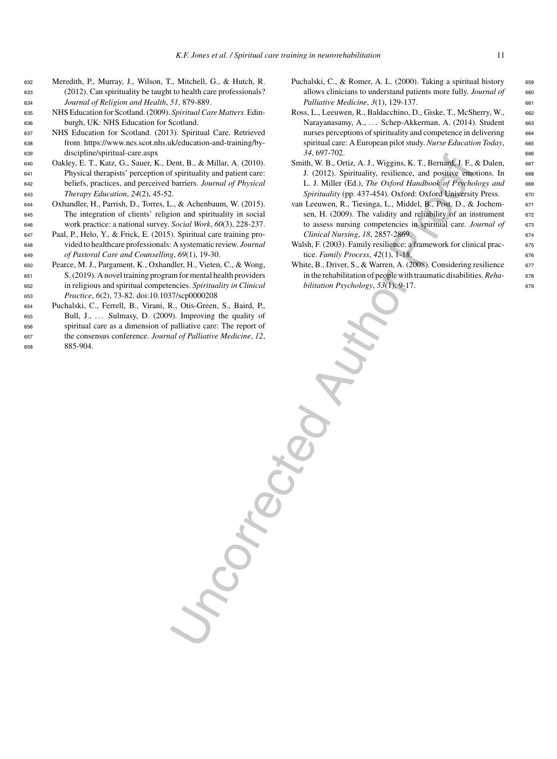Meredith, P., Murray, J., Wilson, T., Mitchell, G., & Hutch, R. (2012). Can spirituality be taught to health care professionals? *Journal of Religion and Health*, *51*, 879-889.

NHS Education for Scotland. (2009). *Spiritual Care Matters*. Edinburgh, UK: NHS Education for Scotland.

NHS Education for Scotland. (2013). Spiritual Care. Retrieved from https://www.nes.scot.nhs.uk/education-and-training/by-discipline/spiritual-care.aspx

Oakley, E. T., Katz, G., Sauer, K., Dent, B., & Millar, A. (2010). Physical therapists' perception of spirituality and patient care: beliefs, practices, and perceived barriers. *Journal of Physical Therapy Education*, *24*(2), 45-52.

Oxhandler, H., Parrish, D., Torres, L., & Achenbaum, W. (2015). The integration of clients' religion and spirituality in social work practice: a national survey. *Social Work*, *60*(3), 228-237.

Paal, P., Helo, Y., & Frick, E. (2015). Spiritual care training provided to healthcare professionals: A systematic review. *Journal of Pastoral Care and Counselling*, *69*(1), 19-30.

Pearce, M. J., Pargament, K., Oxhandler, H., Vieten, C., & Wong, S. (2019). A novel training program for mental health providers in religious and spiritual competencies. *Spirituality in Clinical Practice*, *6*(2), 73-82. doi:10.1037/scp0000208

Puchalski, C., Ferrell, B., Virani, R., Otis-Green, S., Baird, P., Bull, J., ... Sulmasy, D. (2009). Improving the quality of spiritual care as a dimension of palliative care: The report of the consensus conference. *Journal of Palliative Medicine*, *12*, 885-904.

Puchalski, C., & Romer, A. L. (2000). Taking a spiritual history allows clinicians to understand patients more fully. *Journal of Palliative Medicine*, *3*(1), 129-137.

Ross, L., Leeuwen, R., Baldacchino, D., Giske, T., McSherry, W., Narayanasamy, A., ... Schep-Akkerman, A. (2014). Student nurses perceptions of spirituality and competence in delivering spiritual care: A European pilot study. *Nurse Education Today*, *34*, 697-702.

Smith, W. B., Ortiz, A. J., Wiggins, K. T., Bernard, J. F., & Dalen, J. (2012). Spirituality, resilience, and positive emotions. In L. J. Miller (Ed.), *The Oxford Handbook of Psychology and Spirituality* (pp. 437-454). Oxford: Oxford University Press.

van Leeuwen, R., Tiesinga, L., Middel, B., Post, D., & Jochemsen, H. (2009). The validity and reliability of an instrument to assess nursing competencies in spiritual care. *Journal of Clinical Nursing*, *18*, 2857-2869.

Walsh, F. (2003). Family resilience: a framework for clinical practice. *Family Process*, *42*(1), 1-18.

White, B., Driver, S., & Warren, A. (2008). Considering resilience in the rehabilitation of people with traumatic disabilities. *Rehabilitation Psychology*, *53*(1), 9-17.